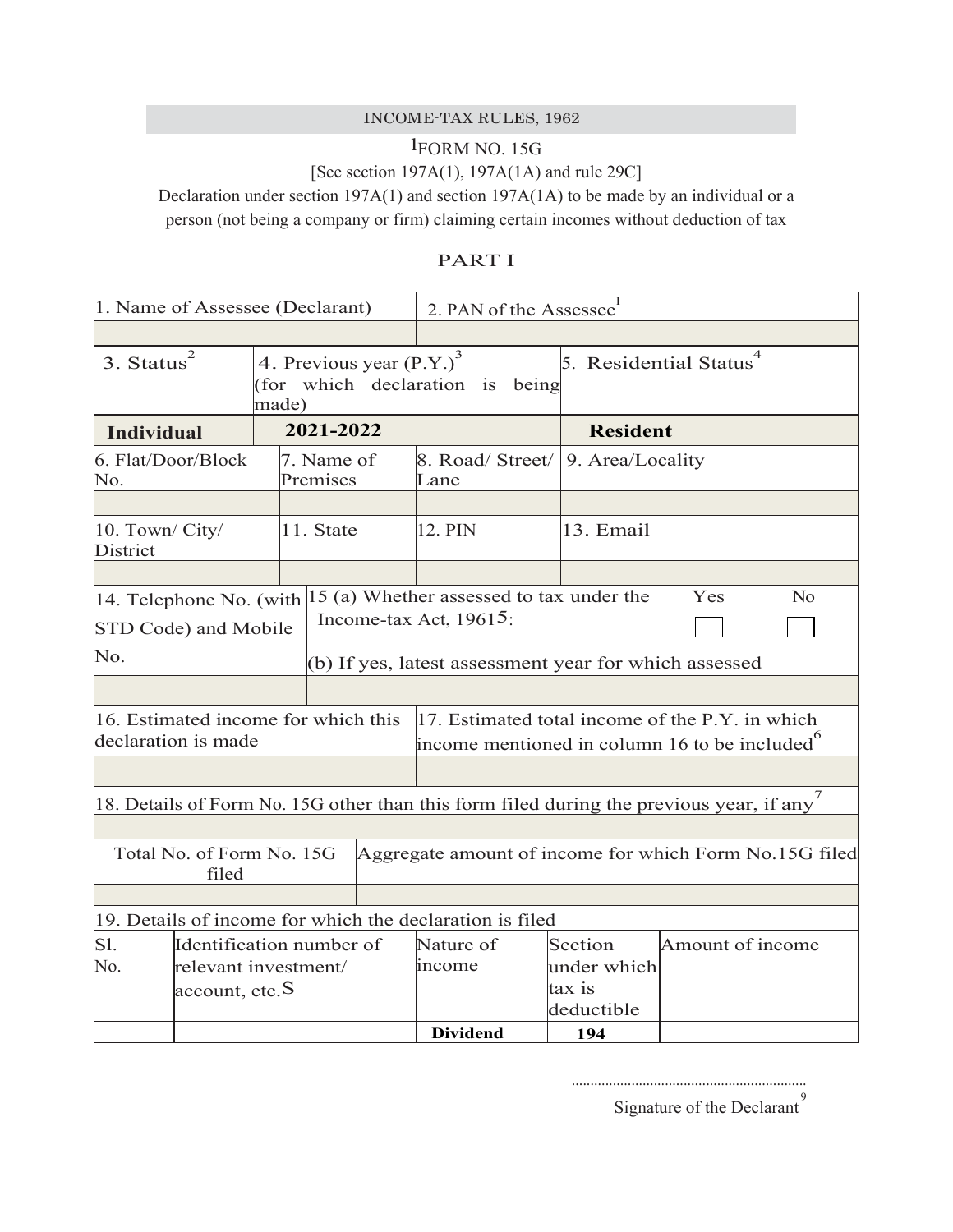INCOME-TAX RULES, 1962

# [1]FORM NO. 15G

[See section 197A(1), 197A(1A) and rule 29C]

Declaration under section 197A(1) and section 197A(1A) to be made by an individual or a person (not being a company or firm) claiming certain incomes without deduction of tax

## PART I

| 1. Name of Assessee (Declarant) | 2. PAN of the Assessee[1] |
|---|---|
| | |

| 3. Status[2] | 4. Previous year (P.Y.)[3] (for which declaration is being made) | 5. Residential Status[4] |
|---|---|---|
| **Individual** | **2021-2022** | **Resident** |

| 6. Flat/Door/Block No. | 7. Name of Premises | 8. Road/ Street/ Lane | 9. Area/Locality |
|---|---|---|---|
| | | | |
| 10. Town/ City/ District | 11. State | 12. PIN | 13. Email |
| | | | |

| 14. Telephone No. (with STD Code) and Mobile No. | 15 (a) Whether assessed to tax under the Income-tax Act, 1961[5]: Yes ☐ No ☐ (b) If yes, latest assessment year for which assessed |
|---|---|
| | |

| 16. Estimated income for which this declaration is made | 17. Estimated total income of the P.Y. in which income mentioned in column 16 to be included[6] |
|---|---|
| | |

18. Details of Form No. 15G other than this form filed during the previous year, if any[7]

| Total No. of Form No. 15G filed | Aggregate amount of income for which Form No.15G filed |
|---|---|
| | |

19. Details of income for which the declaration is filed

| Sl. No. | Identification number of relevant investment/ account, etc.[8] | Nature of income | Section under which tax is deductible | Amount of income |
|---|---|---|---|---|
| | | **Dividend** | **194** | |

..............................................................

Signature of the Declarant[9]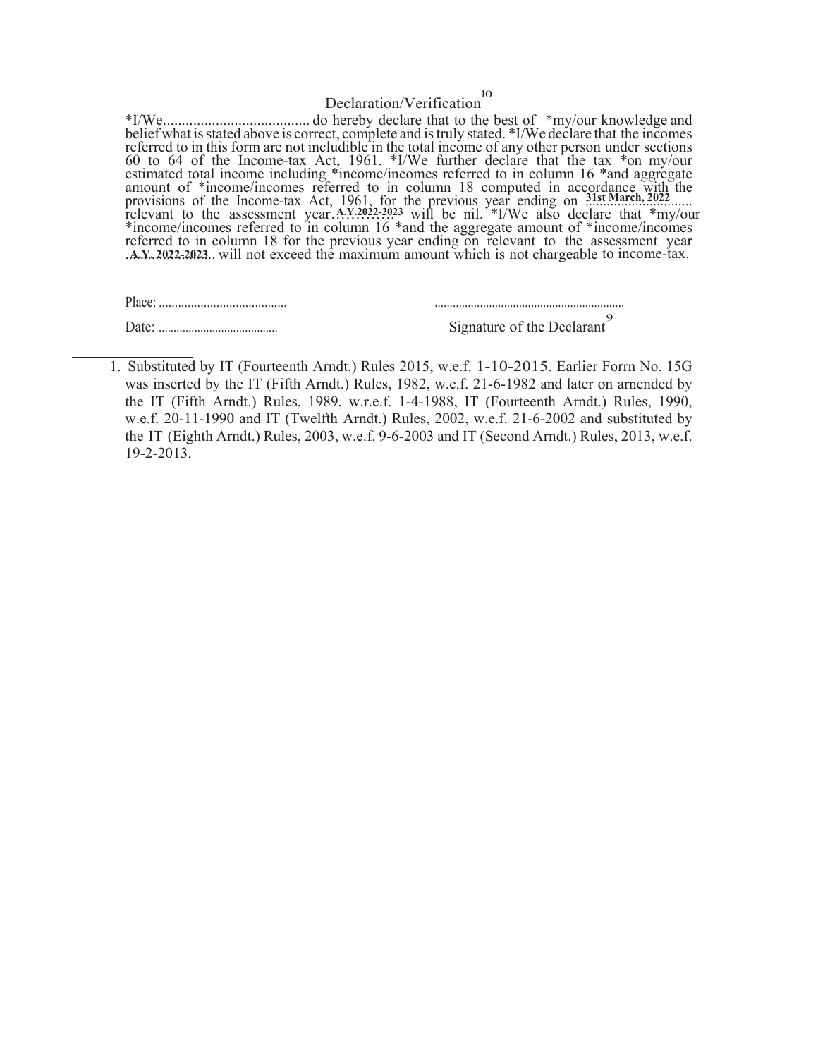## Declaration/Verification[10]

*I/We....................................... do hereby declare that to the best of *my/our knowledge and belief what is stated above is correct, complete and is truly stated. *I/We declare that the incomes referred to in this form are not includible in the total income of any other person under sections 60 to 64 of the Income-tax Act, 1961. *I/We further declare that the tax *on my/our estimated total income including *income/incomes referred to in column 16 *and aggregate amount of *income/incomes referred to in column 18 computed in accordance with the provisions of the Income-tax Act, 1961, for the previous year ending on **31st March, 2022**...... relevant to the assessment year.**A.Y.2022-2023** will be nil. *I/We also declare that *my/our *income/incomes referred to in column 16 *and the aggregate amount of *income/incomes referred to in column 18 for the previous year ending on relevant to the assessment year .**A.Y. 2022-2023**.. will not exceed the maximum amount which is not chargeable to income-tax.

Place: ........................................ ..............................................................

Date: ....................................... Signature of the Declarant[9]

---

1. Substituted by IT (Fourteenth Arndt.) Rules 2015, w.e.f. 1-10-2015. Earlier Forrn No. 15G was inserted by the IT (Fifth Arndt.) Rules, 1982, w.e.f. 21-6-1982 and later on arnended by the IT (Fifth Arndt.) Rules, 1989, w.r.e.f. 1-4-1988, IT (Fourteenth Arndt.) Rules, 1990, w.e.f. 20-11-1990 and IT (Twelfth Arndt.) Rules, 2002, w.e.f. 21-6-2002 and substituted by the IT (Eighth Arndt.) Rules, 2003, w.e.f. 9-6-2003 and IT (Second Arndt.) Rules, 2013, w.e.f. 19-2-2013.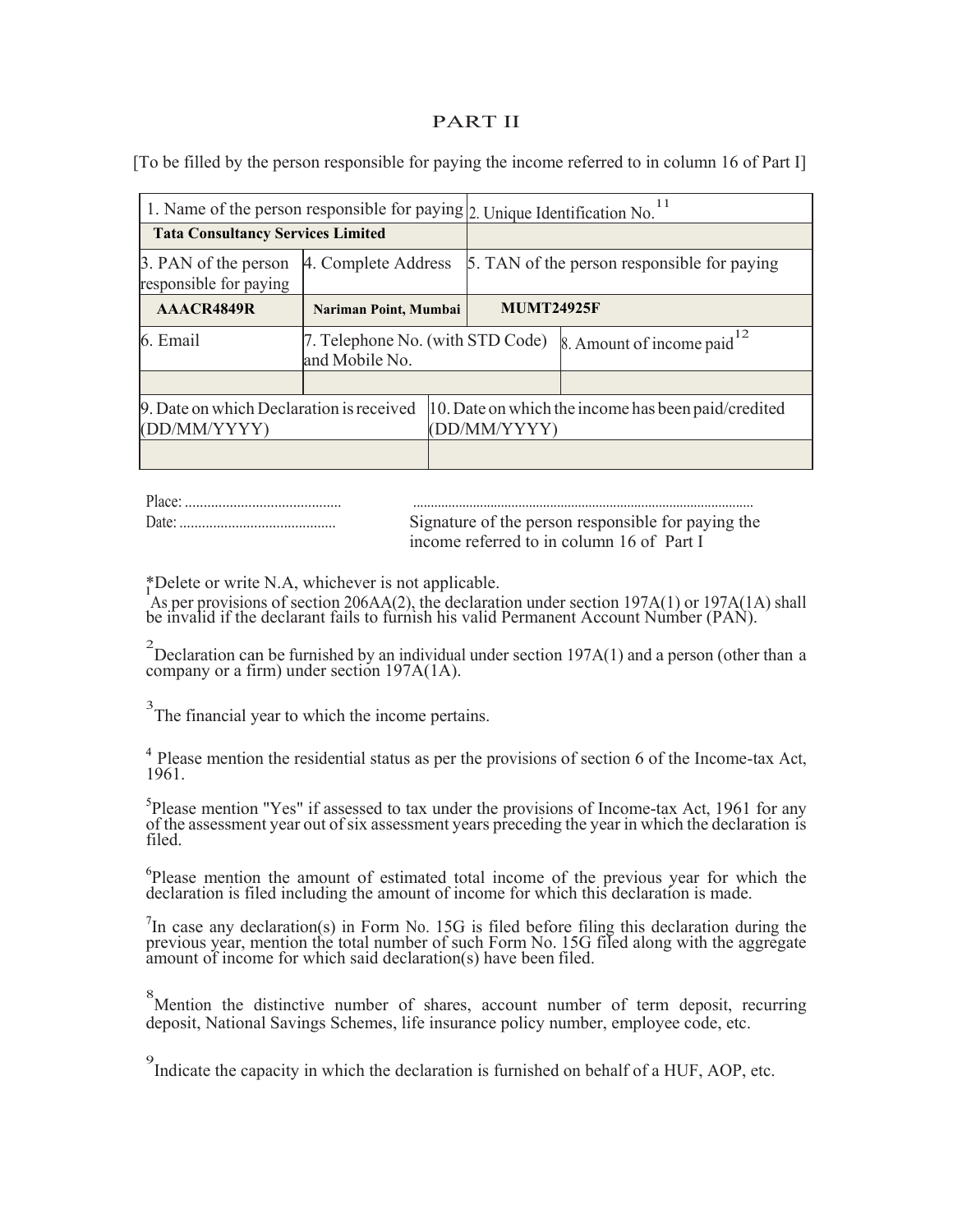# PART II

[To be filled by the person responsible for paying the income referred to in column 16 of Part I]

| 1. Name of the person responsible for paying | | 2. Unique Identification No.[11] | |
|---|---|---|---|
| **Tata Consultancy Services Limited** | | | |
| 3. PAN of the person responsible for paying | 4. Complete Address | 5. TAN of the person responsible for paying | |
| **AAACR4849R** | **Nariman Point, Mumbai** | **MUMT24925F** | |
| 6. Email | 7. Telephone No. (with STD Code) and Mobile No. | | 8. Amount of income paid[12] |
| | | | |
| 9. Date on which Declaration is received (DD/MM/YYYY) | | 10. Date on which the income has been paid/credited (DD/MM/YYYY) | |
| | | | |

Place: ..........................................

Date: ..........................................

...............................................................................................

Signature of the person responsible for paying the income referred to in column 16 of Part I

*Delete or write N.A, whichever is not applicable.

[1] As per provisions of section 206AA(2), the declaration under section 197A(1) or 197A(1A) shall be invalid if the declarant fails to furnish his valid Permanent Account Number (PAN).

[2] Declaration can be furnished by an individual under section 197A(1) and a person (other than a company or a firm) under section 197A(1A).

[3] The financial year to which the income pertains.

[4] Please mention the residential status as per the provisions of section 6 of the Income-tax Act, 1961.

[5] Please mention "Yes" if assessed to tax under the provisions of Income-tax Act, 1961 for any of the assessment year out of six assessment years preceding the year in which the declaration is filed.

[6] Please mention the amount of estimated total income of the previous year for which the declaration is filed including the amount of income for which this declaration is made.

[7] In case any declaration(s) in Form No. 15G is filed before filing this declaration during the previous year, mention the total number of such Form No. 15G filed along with the aggregate amount of income for which said declaration(s) have been filed.

[8] Mention the distinctive number of shares, account number of term deposit, recurring deposit, National Savings Schemes, life insurance policy number, employee code, etc.

[9] Indicate the capacity in which the declaration is furnished on behalf of a HUF, AOP, etc.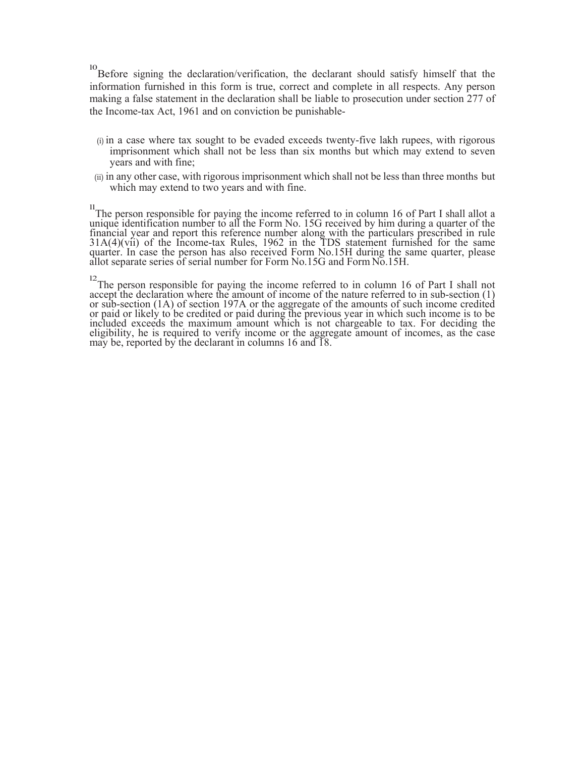[10] Before signing the declaration/verification, the declarant should satisfy himself that the information furnished in this form is true, correct and complete in all respects. Any person making a false statement in the declaration shall be liable to prosecution under section 277 of the Income-tax Act, 1961 and on conviction be punishable-

(i) in a case where tax sought to be evaded exceeds twenty-five lakh rupees, with rigorous imprisonment which shall not be less than six months but which may extend to seven years and with fine;

(ii) in any other case, with rigorous imprisonment which shall not be less than three months but which may extend to two years and with fine.

[11] The person responsible for paying the income referred to in column 16 of Part I shall allot a unique identification number to all the Form No. 15G received by him during a quarter of the financial year and report this reference number along with the particulars prescribed in rule 31A(4)(vii) of the Income-tax Rules, 1962 in the TDS statement furnished for the same quarter. In case the person has also received Form No.15H during the same quarter, please allot separate series of serial number for Form No.15G and Form No.15H.

[12] The person responsible for paying the income referred to in column 16 of Part I shall not accept the declaration where the amount of income of the nature referred to in sub-section (1) or sub-section (1A) of section 197A or the aggregate of the amounts of such income credited or paid or likely to be credited or paid during the previous year in which such income is to be included exceeds the maximum amount which is not chargeable to tax. For deciding the eligibility, he is required to verify income or the aggregate amount of incomes, as the case may be, reported by the declarant in columns 16 and 18.